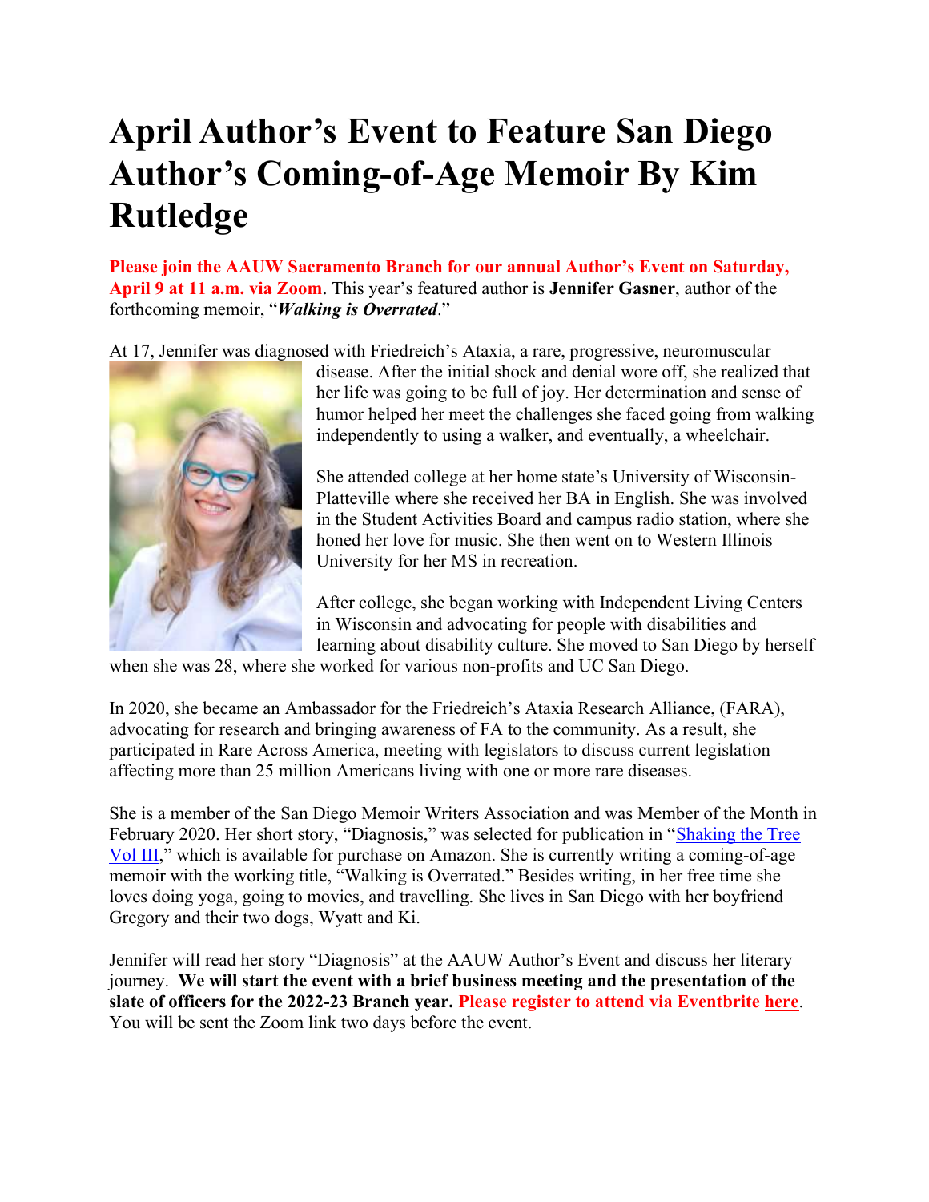# April Author's Event to Feature San Diego Author's Coming-of-Age Memoir By Kim Rutledge

**Please join the AAUW Sacramento Branch for our annual Author's Event on Saturday, April 9 at 11 a.m. via Zoom**. This year's featured author is **Jennifer Gasner**, author of the forthcoming memoir, "***Walking is Overrated***."

At 17, Jennifer was diagnosed with Friedreich's Ataxia, a rare, progressive, neuromuscular disease. After the initial shock and denial wore off, she realized that her life was going to be full of joy. Her determination and sense of humor helped her meet the challenges she faced going from walking independently to using a walker, and eventually, a wheelchair.

She attended college at her home state's University of Wisconsin-Platteville where she received her BA in English. She was involved in the Student Activities Board and campus radio station, where she honed her love for music. She then went on to Western Illinois University for her MS in recreation.

After college, she began working with Independent Living Centers in Wisconsin and advocating for people with disabilities and learning about disability culture. She moved to San Diego by herself when she was 28, where she worked for various non-profits and UC San Diego.

In 2020, she became an Ambassador for the Friedreich's Ataxia Research Alliance, (FARA), advocating for research and bringing awareness of FA to the community. As a result, she participated in Rare Across America, meeting with legislators to discuss current legislation affecting more than 25 million Americans living with one or more rare diseases.

She is a member of the San Diego Memoir Writers Association and was Member of the Month in February 2020. Her short story, "Diagnosis," was selected for publication in "Shaking the Tree Vol III," which is available for purchase on Amazon. She is currently writing a coming-of-age memoir with the working title, "Walking is Overrated." Besides writing, in her free time she loves doing yoga, going to movies, and travelling. She lives in San Diego with her boyfriend Gregory and their two dogs, Wyatt and Ki.

Jennifer will read her story "Diagnosis" at the AAUW Author's Event and discuss her literary journey. **We will start the event with a brief business meeting and the presentation of the slate of officers for the 2022-23 Branch year. Please register to attend via Eventbrite here**. You will be sent the Zoom link two days before the event.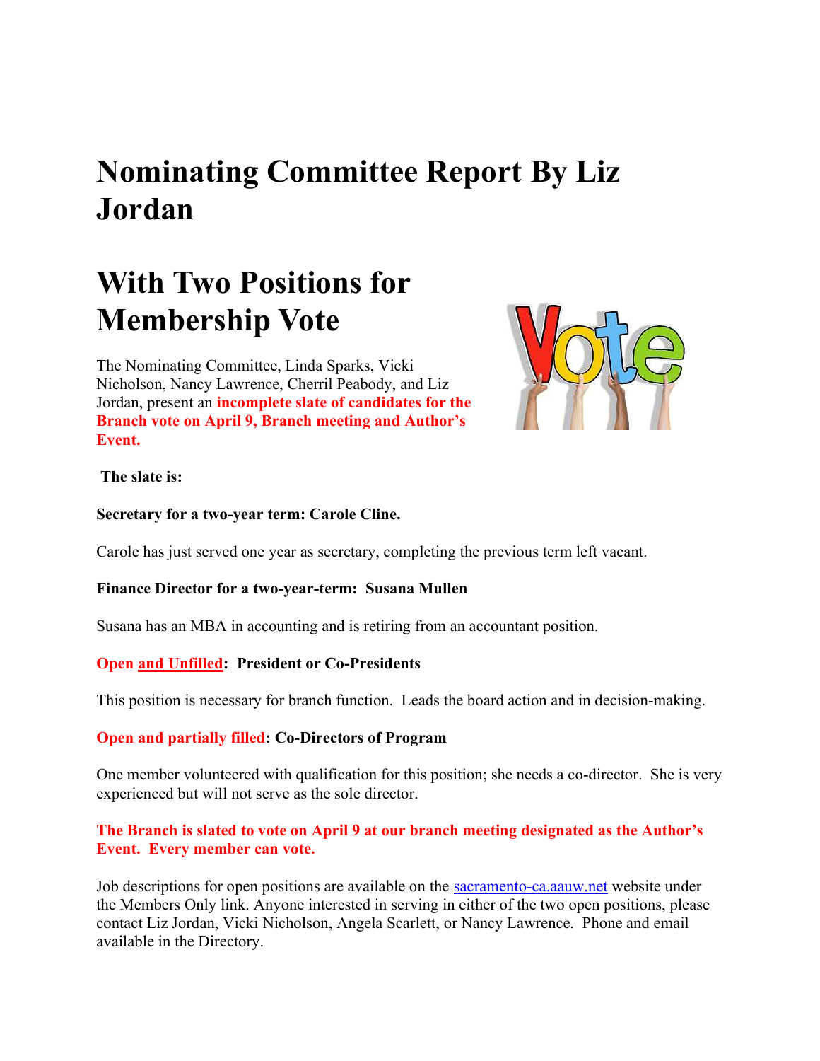# Nominating Committee Report By Liz Jordan

# With Two Positions for Membership Vote

The Nominating Committee, Linda Sparks, Vicki Nicholson, Nancy Lawrence, Cherril Peabody, and Liz Jordan, present an **incomplete slate of candidates for the Branch vote on April 9, Branch meeting and Author's Event.**

**The slate is:**

**Secretary for a two-year term: Carole Cline.**

Carole has just served one year as secretary, completing the previous term left vacant.

**Finance Director for a two-year-term: Susana Mullen**

Susana has an MBA in accounting and is retiring from an accountant position.

**Open and Unfilled: President or Co-Presidents**

This position is necessary for branch function. Leads the board action and in decision-making.

**Open and partially filled: Co-Directors of Program**

One member volunteered with qualification for this position; she needs a co-director. She is very experienced but will not serve as the sole director.

**The Branch is slated to vote on April 9 at our branch meeting designated as the Author's Event. Every member can vote.**

Job descriptions for open positions are available on the sacramento-ca.aauw.net website under the Members Only link. Anyone interested in serving in either of the two open positions, please contact Liz Jordan, Vicki Nicholson, Angela Scarlett, or Nancy Lawrence. Phone and email available in the Directory.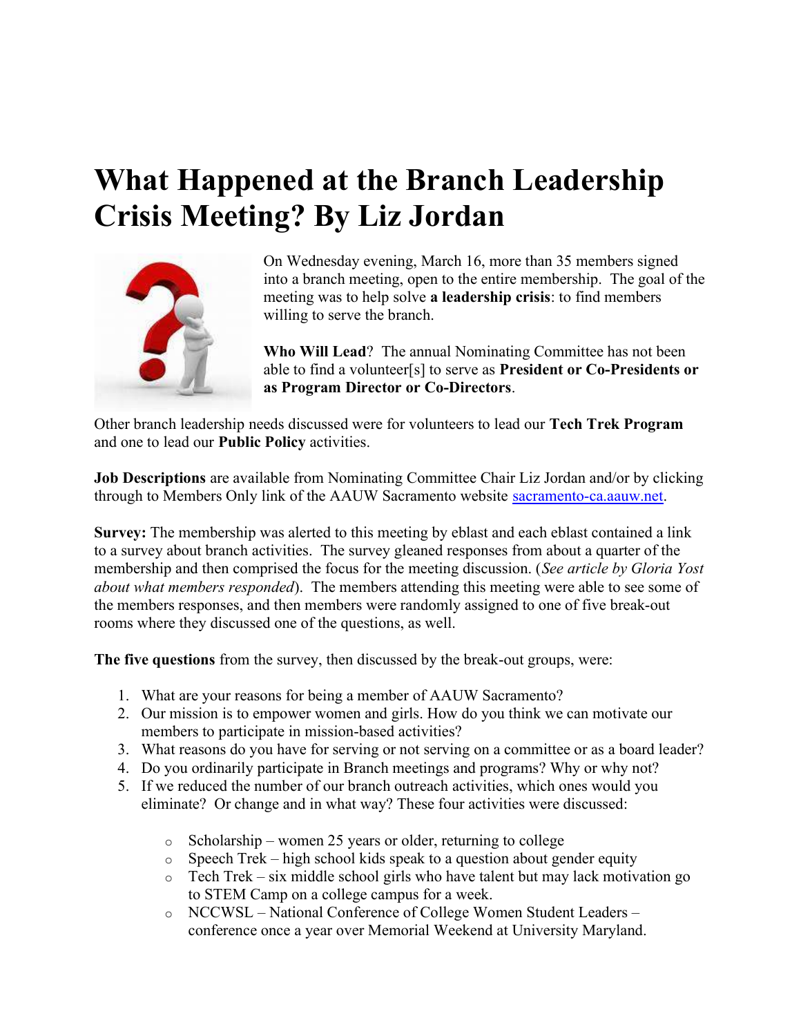# What Happened at the Branch Leadership Crisis Meeting? By Liz Jordan

On Wednesday evening, March 16, more than 35 members signed into a branch meeting, open to the entire membership. The goal of the meeting was to help solve **a leadership crisis**: to find members willing to serve the branch.

**Who Will Lead**? The annual Nominating Committee has not been able to find a volunteer[s] to serve as **President or Co-Presidents or as Program Director or Co-Directors**.

Other branch leadership needs discussed were for volunteers to lead our **Tech Trek Program** and one to lead our **Public Policy** activities.

**Job Descriptions** are available from Nominating Committee Chair Liz Jordan and/or by clicking through to Members Only link of the AAUW Sacramento website sacramento-ca.aauw.net.

**Survey:** The membership was alerted to this meeting by eblast and each eblast contained a link to a survey about branch activities. The survey gleaned responses from about a quarter of the membership and then comprised the focus for the meeting discussion. (*See article by Gloria Yost about what members responded*). The members attending this meeting were able to see some of the members responses, and then members were randomly assigned to one of five break-out rooms where they discussed one of the questions, as well.

**The five questions** from the survey, then discussed by the break-out groups, were:

1. What are your reasons for being a member of AAUW Sacramento?
2. Our mission is to empower women and girls. How do you think we can motivate our members to participate in mission-based activities?
3. What reasons do you have for serving or not serving on a committee or as a board leader?
4. Do you ordinarily participate in Branch meetings and programs? Why or why not?
5. If we reduced the number of our branch outreach activities, which ones would you eliminate? Or change and in what way? These four activities were discussed:
   - Scholarship – women 25 years or older, returning to college
   - Speech Trek – high school kids speak to a question about gender equity
   - Tech Trek – six middle school girls who have talent but may lack motivation go to STEM Camp on a college campus for a week.
   - NCCWSL – National Conference of College Women Student Leaders – conference once a year over Memorial Weekend at University Maryland.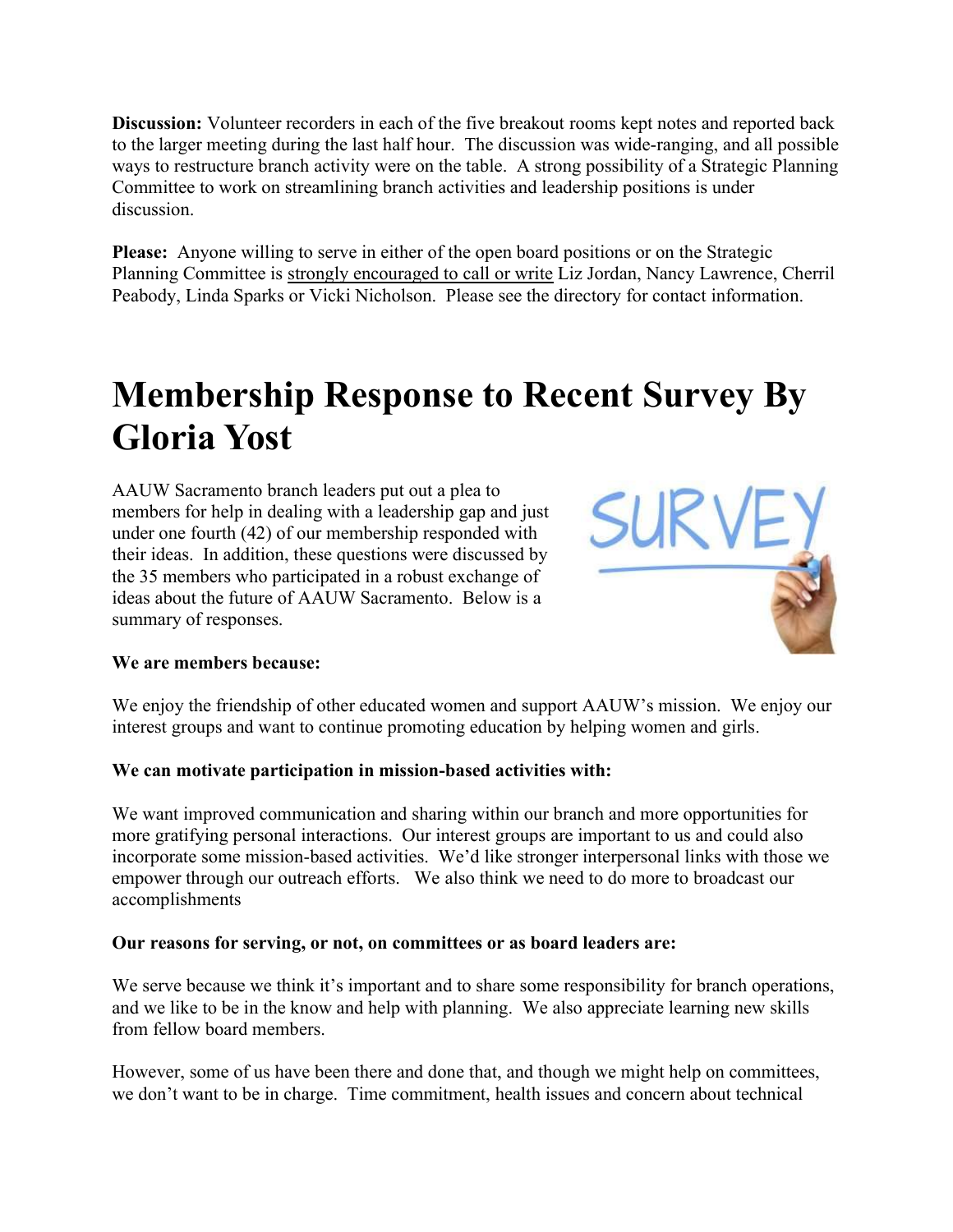**Discussion:** Volunteer recorders in each of the five breakout rooms kept notes and reported back to the larger meeting during the last half hour. The discussion was wide-ranging, and all possible ways to restructure branch activity were on the table. A strong possibility of a Strategic Planning Committee to work on streamlining branch activities and leadership positions is under discussion.

**Please:** Anyone willing to serve in either of the open board positions or on the Strategic Planning Committee is strongly encouraged to call or write Liz Jordan, Nancy Lawrence, Cherril Peabody, Linda Sparks or Vicki Nicholson. Please see the directory for contact information.

# Membership Response to Recent Survey By Gloria Yost

AAUW Sacramento branch leaders put out a plea to members for help in dealing with a leadership gap and just under one fourth (42) of our membership responded with their ideas. In addition, these questions were discussed by the 35 members who participated in a robust exchange of ideas about the future of AAUW Sacramento. Below is a summary of responses.

**We are members because:**

We enjoy the friendship of other educated women and support AAUW's mission. We enjoy our interest groups and want to continue promoting education by helping women and girls.

**We can motivate participation in mission-based activities with:**

We want improved communication and sharing within our branch and more opportunities for more gratifying personal interactions. Our interest groups are important to us and could also incorporate some mission-based activities. We'd like stronger interpersonal links with those we empower through our outreach efforts. We also think we need to do more to broadcast our accomplishments

**Our reasons for serving, or not, on committees or as board leaders are:**

We serve because we think it's important and to share some responsibility for branch operations, and we like to be in the know and help with planning. We also appreciate learning new skills from fellow board members.

However, some of us have been there and done that, and though we might help on committees, we don't want to be in charge. Time commitment, health issues and concern about technical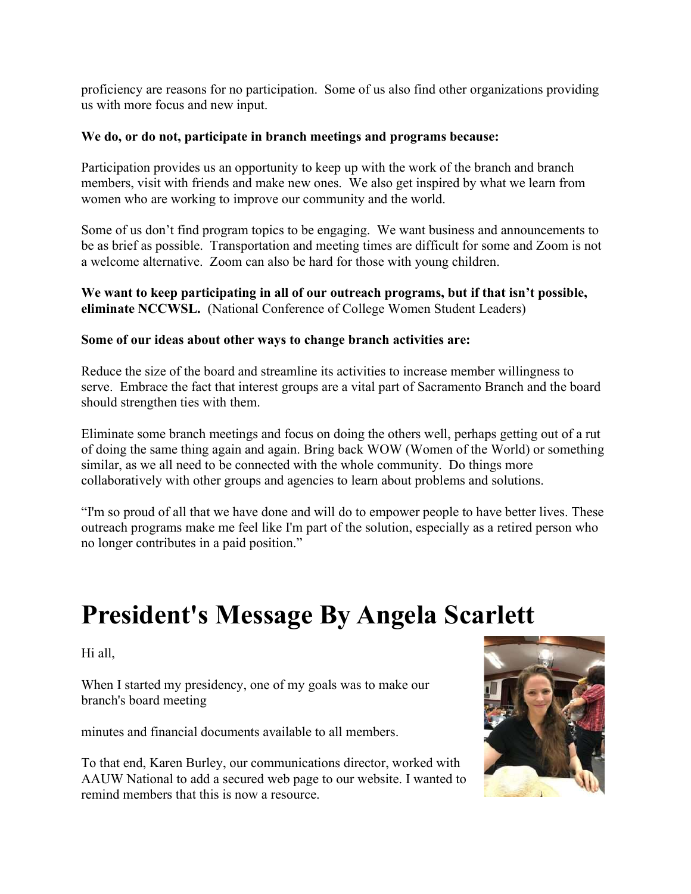proficiency are reasons for no participation. Some of us also find other organizations providing us with more focus and new input.

**We do, or do not, participate in branch meetings and programs because:**

Participation provides us an opportunity to keep up with the work of the branch and branch members, visit with friends and make new ones. We also get inspired by what we learn from women who are working to improve our community and the world.

Some of us don't find program topics to be engaging. We want business and announcements to be as brief as possible. Transportation and meeting times are difficult for some and Zoom is not a welcome alternative. Zoom can also be hard for those with young children.

**We want to keep participating in all of our outreach programs, but if that isn't possible, eliminate NCCWSL.** (National Conference of College Women Student Leaders)

**Some of our ideas about other ways to change branch activities are:**

Reduce the size of the board and streamline its activities to increase member willingness to serve. Embrace the fact that interest groups are a vital part of Sacramento Branch and the board should strengthen ties with them.

Eliminate some branch meetings and focus on doing the others well, perhaps getting out of a rut of doing the same thing again and again. Bring back WOW (Women of the World) or something similar, as we all need to be connected with the whole community. Do things more collaboratively with other groups and agencies to learn about problems and solutions.

"I'm so proud of all that we have done and will do to empower people to have better lives. These outreach programs make me feel like I'm part of the solution, especially as a retired person who no longer contributes in a paid position."

# President's Message By Angela Scarlett

Hi all,

When I started my presidency, one of my goals was to make our branch's board meeting

minutes and financial documents available to all members.

To that end, Karen Burley, our communications director, worked with AAUW National to add a secured web page to our website. I wanted to remind members that this is now a resource.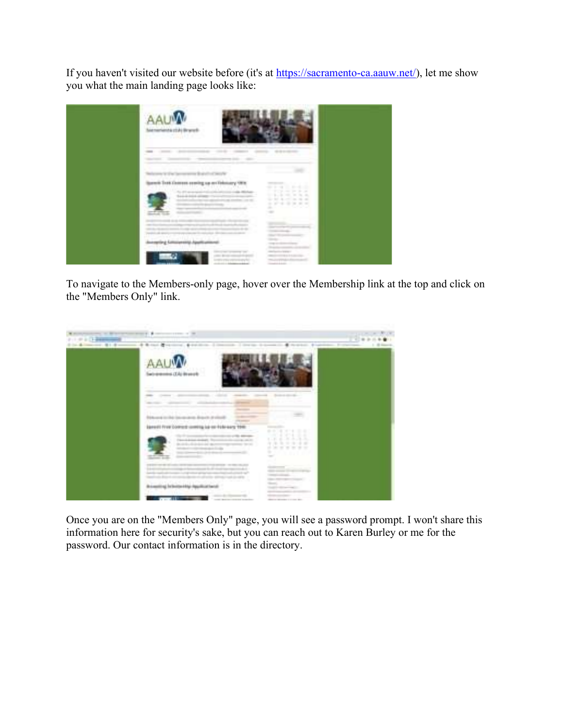If you haven't visited our website before (it's at https://sacramento-ca.aauw.net/), let me show you what the main landing page looks like:

To navigate to the Members-only page, hover over the Membership link at the top and click on the "Members Only" link.

Once you are on the "Members Only" page, you will see a password prompt. I won't share this information here for security's sake, but you can reach out to Karen Burley or me for the password. Our contact information is in the directory.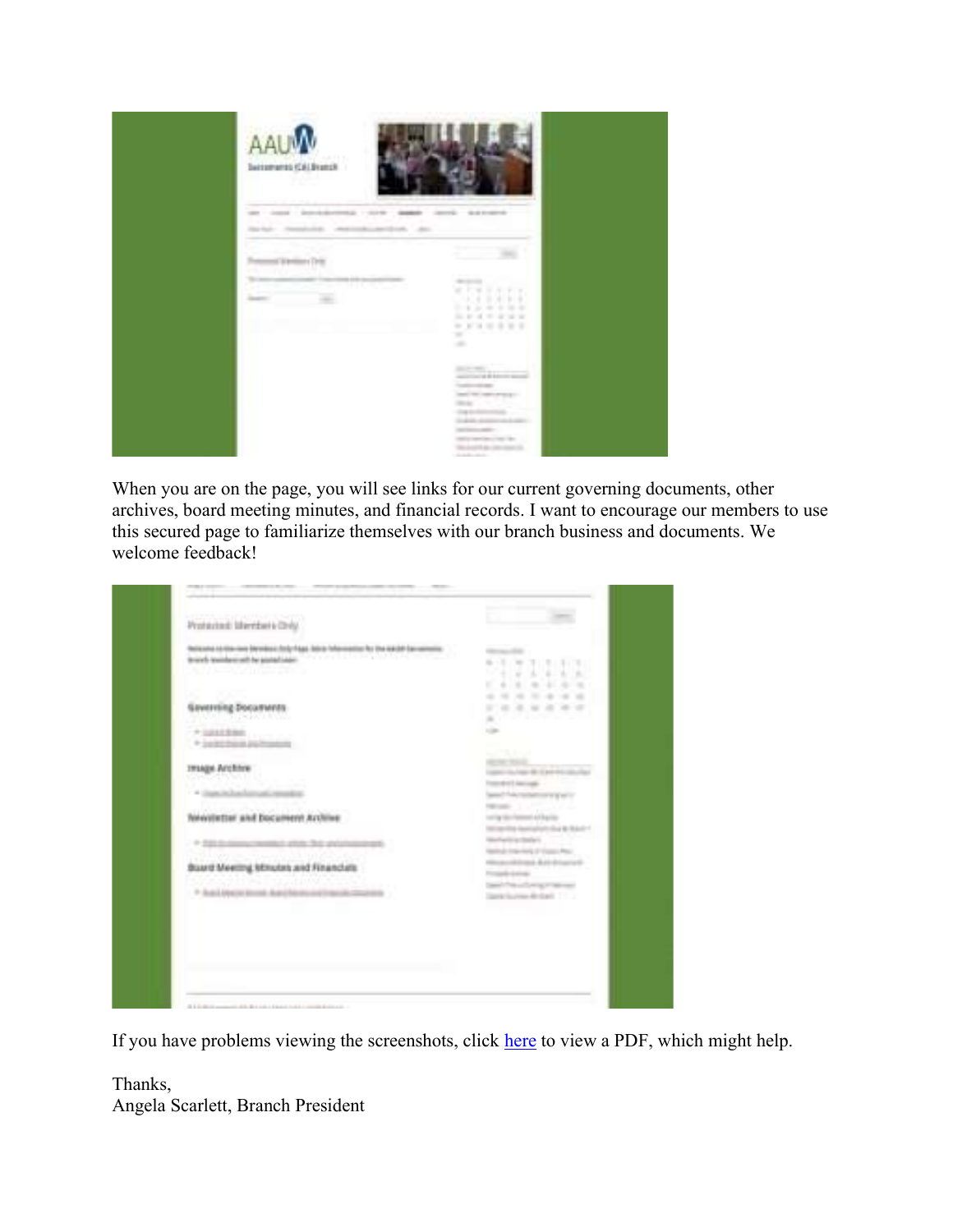When you are on the page, you will see links for our current governing documents, other archives, board meeting minutes, and financial records. I want to encourage our members to use this secured page to familiarize themselves with our branch business and documents. We welcome feedback!

If you have problems viewing the screenshots, click [here](#) to view a PDF, which might help.

Thanks,
Angela Scarlett, Branch President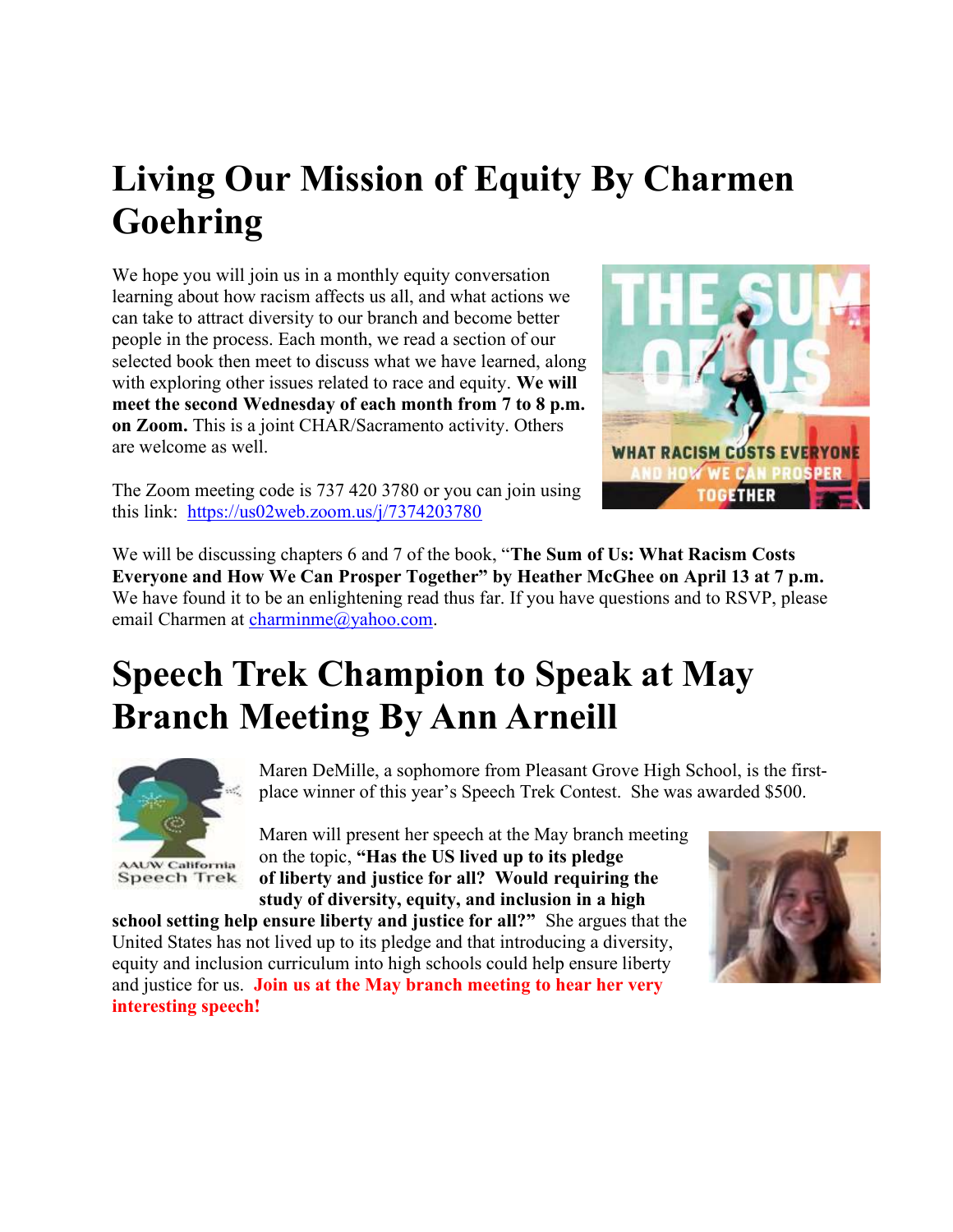# Living Our Mission of Equity By Charmen Goehring

We hope you will join us in a monthly equity conversation learning about how racism affects us all, and what actions we can take to attract diversity to our branch and become better people in the process. Each month, we read a section of our selected book then meet to discuss what we have learned, along with exploring other issues related to race and equity. **We will meet the second Wednesday of each month from 7 to 8 p.m. on Zoom.** This is a joint CHAR/Sacramento activity. Others are welcome as well.

The Zoom meeting code is 737 420 3780 or you can join using this link: [https://us02web.zoom.us/j/7374203780](https://us02web.zoom.us/j/7374203780)

We will be discussing chapters 6 and 7 of the book, "**The Sum of Us: What Racism Costs Everyone and How We Can Prosper Together" by Heather McGhee on April 13 at 7 p.m.** We have found it to be an enlightening read thus far. If you have questions and to RSVP, please email Charmen at [charminme@yahoo.com](mailto:charminme@yahoo.com).

# Speech Trek Champion to Speak at May Branch Meeting By Ann Arneill

Maren DeMille, a sophomore from Pleasant Grove High School, is the first-place winner of this year's Speech Trek Contest. She was awarded $500.

Maren will present her speech at the May branch meeting on the topic, **"Has the US lived up to its pledge of liberty and justice for all? Would requiring the study of diversity, equity, and inclusion in a high school setting help ensure liberty and justice for all?"** She argues that the United States has not lived up to its pledge and that introducing a diversity, equity and inclusion curriculum into high schools could help ensure liberty and justice for us. **Join us at the May branch meeting to hear her very interesting speech!**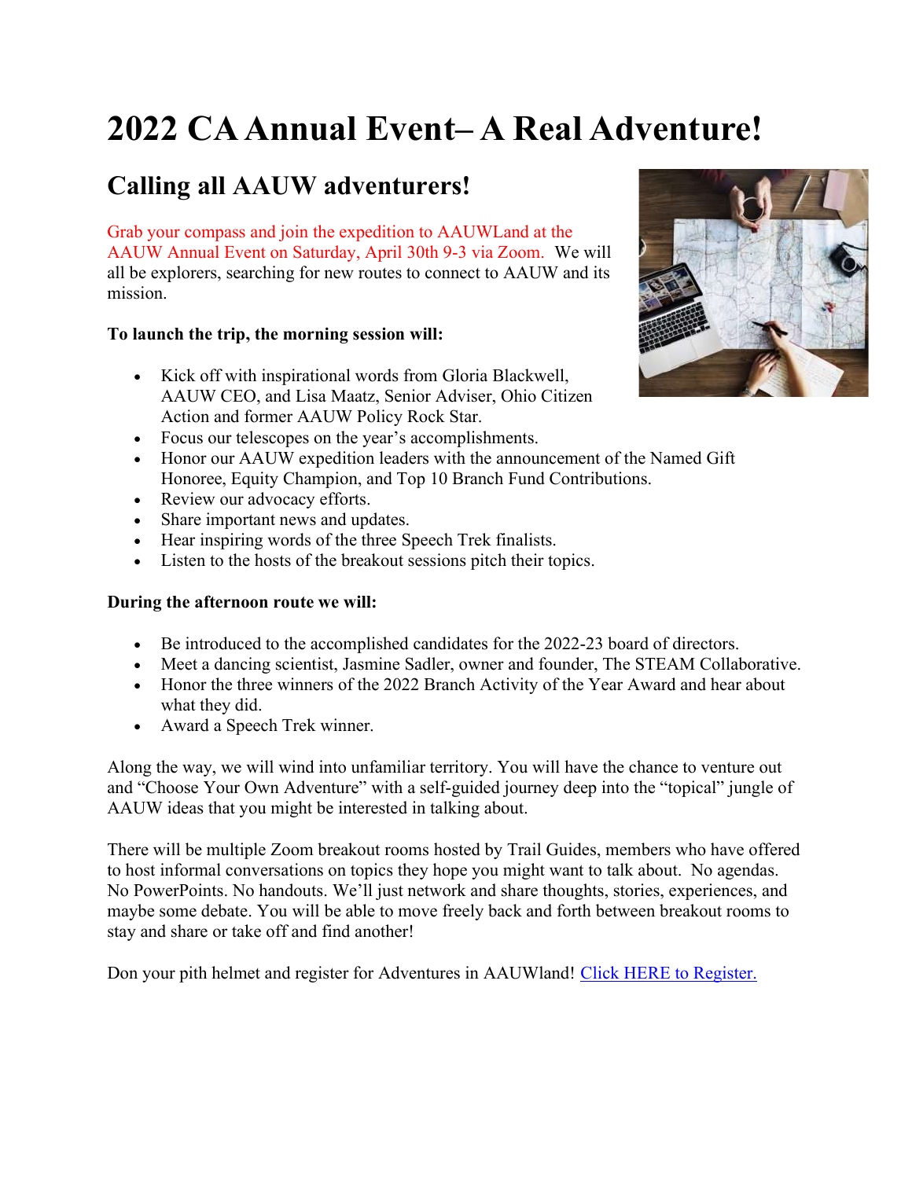# 2022 CA Annual Event– A Real Adventure!

## Calling all AAUW adventurers!

Grab your compass and join the expedition to AAUWLand at the AAUW Annual Event on Saturday, April 30th 9-3 via Zoom. We will all be explorers, searching for new routes to connect to AAUW and its mission.

**To launch the trip, the morning session will:**

- Kick off with inspirational words from Gloria Blackwell, AAUW CEO, and Lisa Maatz, Senior Adviser, Ohio Citizen Action and former AAUW Policy Rock Star.
- Focus our telescopes on the year's accomplishments.
- Honor our AAUW expedition leaders with the announcement of the Named Gift Honoree, Equity Champion, and Top 10 Branch Fund Contributions.
- Review our advocacy efforts.
- Share important news and updates.
- Hear inspiring words of the three Speech Trek finalists.
- Listen to the hosts of the breakout sessions pitch their topics.

**During the afternoon route we will:**

- Be introduced to the accomplished candidates for the 2022-23 board of directors.
- Meet a dancing scientist, Jasmine Sadler, owner and founder, The STEAM Collaborative.
- Honor the three winners of the 2022 Branch Activity of the Year Award and hear about what they did.
- Award a Speech Trek winner.

Along the way, we will wind into unfamiliar territory. You will have the chance to venture out and "Choose Your Own Adventure" with a self-guided journey deep into the "topical" jungle of AAUW ideas that you might be interested in talking about.

There will be multiple Zoom breakout rooms hosted by Trail Guides, members who have offered to host informal conversations on topics they hope you might want to talk about. No agendas. No PowerPoints. No handouts. We'll just network and share thoughts, stories, experiences, and maybe some debate. You will be able to move freely back and forth between breakout rooms to stay and share or take off and find another!

Don your pith helmet and register for Adventures in AAUWland! Click HERE to Register.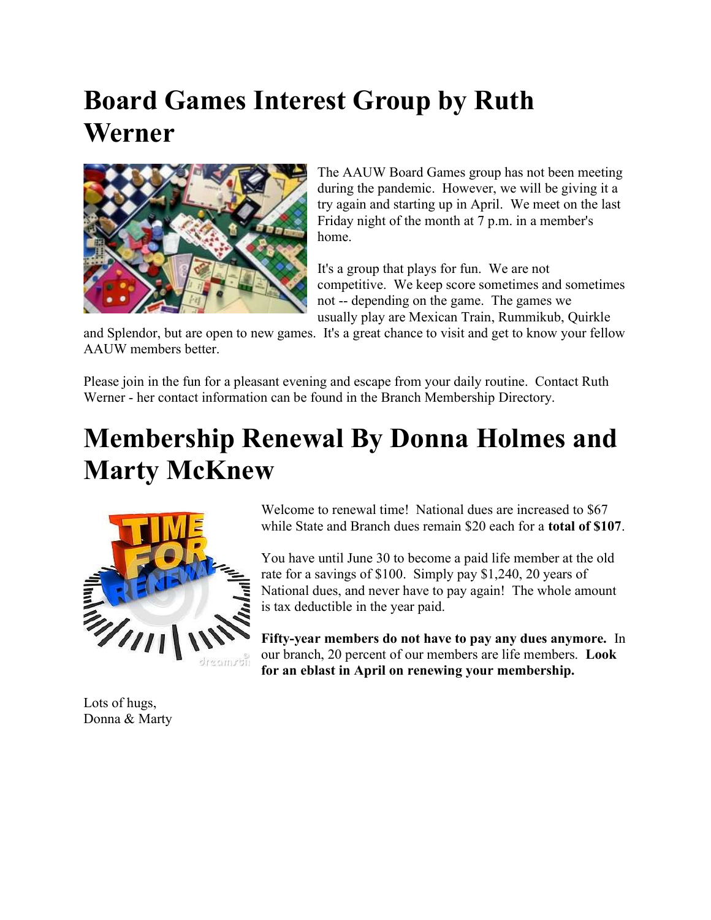# Board Games Interest Group by Ruth Werner

The AAUW Board Games group has not been meeting during the pandemic. However, we will be giving it a try again and starting up in April. We meet on the last Friday night of the month at 7 p.m. in a member's home.

It's a group that plays for fun. We are not competitive. We keep score sometimes and sometimes not -- depending on the game. The games we usually play are Mexican Train, Rummikub, Quirkle and Splendor, but are open to new games. It's a great chance to visit and get to know your fellow AAUW members better.

Please join in the fun for a pleasant evening and escape from your daily routine. Contact Ruth Werner - her contact information can be found in the Branch Membership Directory.

# Membership Renewal By Donna Holmes and Marty McKnew

Welcome to renewal time! National dues are increased to $67 while State and Branch dues remain $20 each for a **total of $107**.

You have until June 30 to become a paid life member at the old rate for a savings of $100. Simply pay $1,240, 20 years of National dues, and never have to pay again! The whole amount is tax deductible in the year paid.

**Fifty-year members do not have to pay any dues anymore.** In our branch, 20 percent of our members are life members. **Look for an eblast in April on renewing your membership.**

Lots of hugs,
Donna & Marty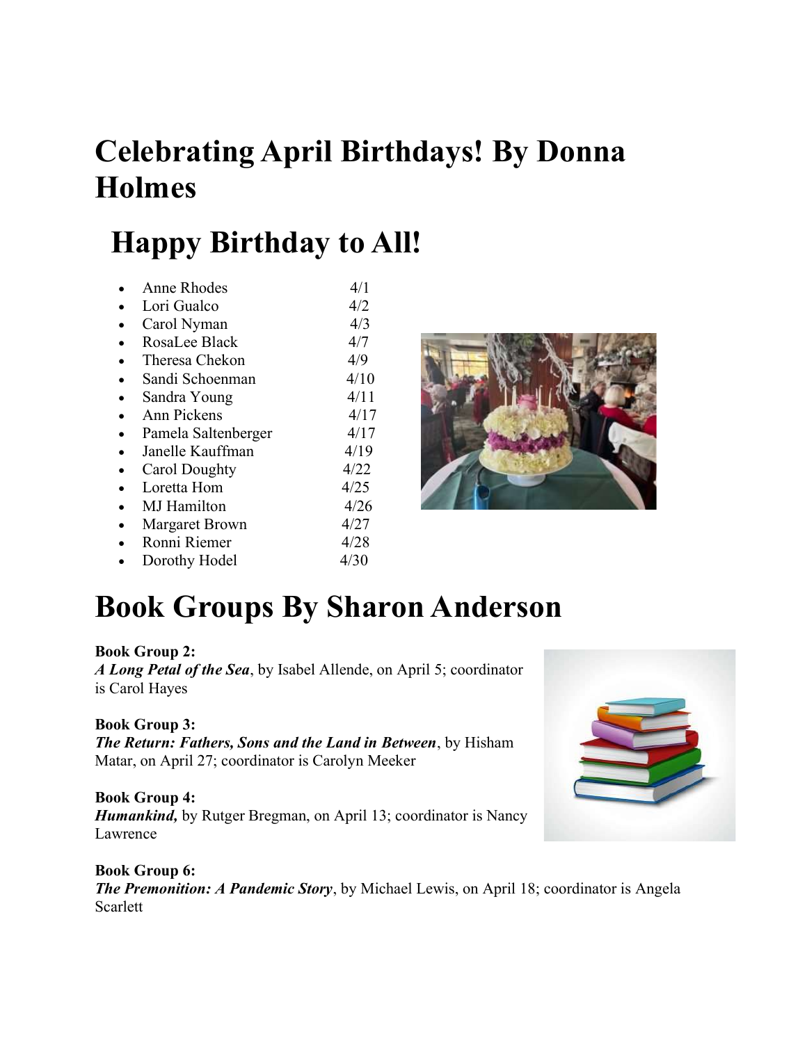# Celebrating April Birthdays! By Donna Holmes

## Happy Birthday to All!

- Anne Rhodes 4/1
- Lori Gualco 4/2
- Carol Nyman 4/3
- RosaLee Black 4/7
- Theresa Chekon 4/9
- Sandi Schoenman 4/10
- Sandra Young 4/11
- Ann Pickens 4/17
- Pamela Saltenberger 4/17
- Janelle Kauffman 4/19
- Carol Doughty 4/22
- Loretta Hom 4/25
- MJ Hamilton 4/26
- Margaret Brown 4/27
- Ronni Riemer 4/28
- Dorothy Hodel 4/30

# Book Groups By Sharon Anderson

**Book Group 2:**
***A Long Petal of the Sea***, by Isabel Allende, on April 5; coordinator is Carol Hayes

**Book Group 3:**
***The Return: Fathers, Sons and the Land in Between***, by Hisham Matar, on April 27; coordinator is Carolyn Meeker

**Book Group 4:**
***Humankind,*** by Rutger Bregman, on April 13; coordinator is Nancy Lawrence

**Book Group 6:**
***The Premonition: A Pandemic Story***, by Michael Lewis, on April 18; coordinator is Angela Scarlett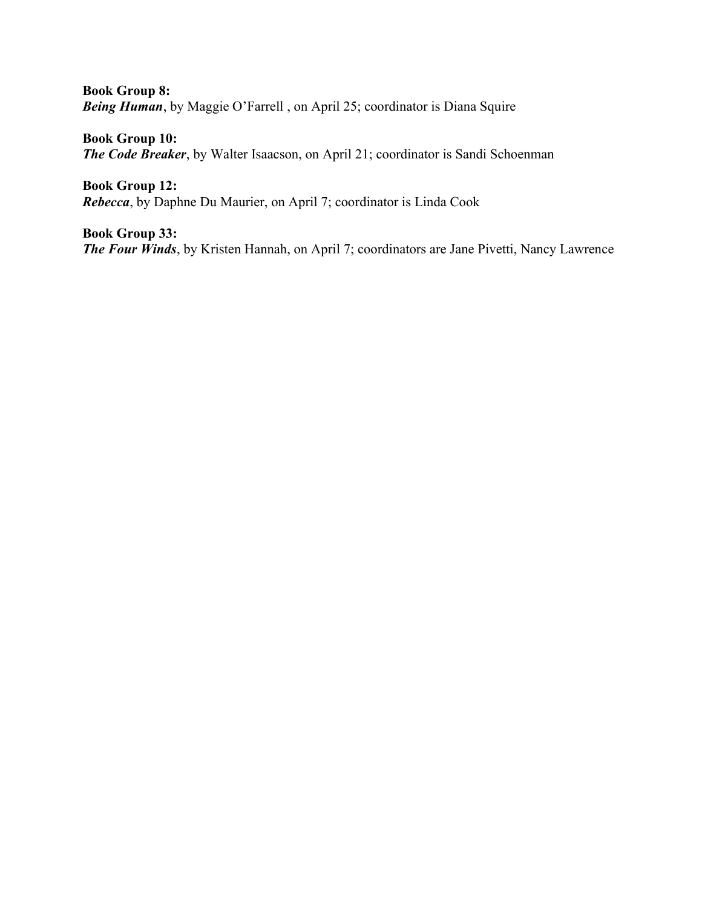**Book Group 8:**
***Being Human***, by Maggie O'Farrell , on April 25; coordinator is Diana Squire

**Book Group 10:**
***The Code Breaker***, by Walter Isaacson, on April 21; coordinator is Sandi Schoenman

**Book Group 12:**
***Rebecca***, by Daphne Du Maurier, on April 7; coordinator is Linda Cook

**Book Group 33:**
***The Four Winds***, by Kristen Hannah, on April 7; coordinators are Jane Pivetti, Nancy Lawrence